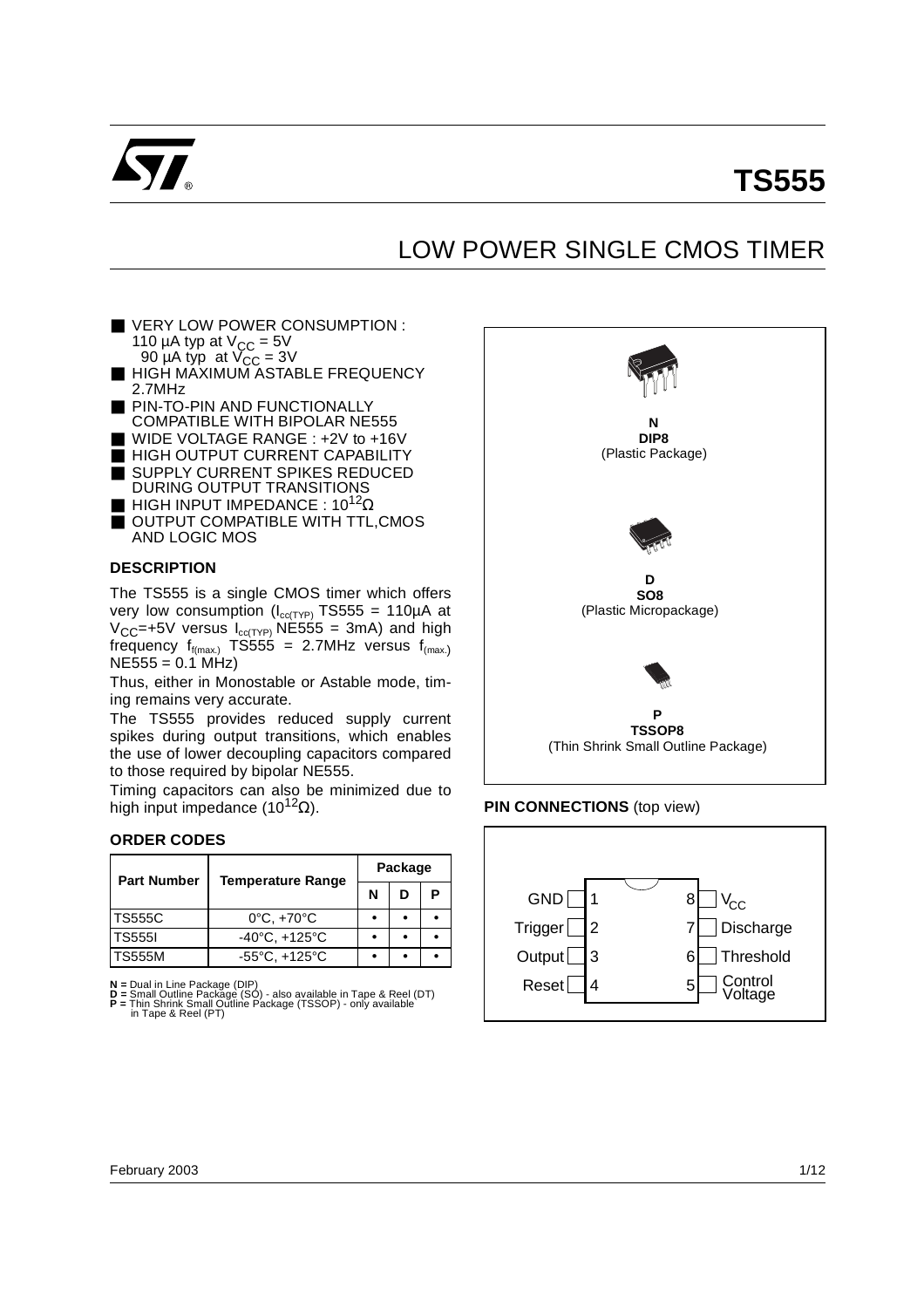# TS555

## LOW POWER SINGLE CMOS TIMER

- VERY LOW POWER CONSUMPTION :
  110 µA typ at $V_{CC}$ = 5V
  90 µA typ at $V_{CC}$ = 3V
- HIGH MAXIMUM ASTABLE FREQUENCY 2.7MHz
- PIN-TO-PIN AND FUNCTIONALLY COMPATIBLE WITH BIPOLAR NE555
- WIDE VOLTAGE RANGE : +2V to +16V
- HIGH OUTPUT CURRENT CAPABILITY
- SUPPLY CURRENT SPIKES REDUCED DURING OUTPUT TRANSITIONS
- HIGH INPUT IMPEDANCE : $10^{12}\Omega$
- OUTPUT COMPATIBLE WITH TTL,CMOS AND LOGIC MOS

**N**
**DIP8**
(Plastic Package)

**D**
**SO8**
(Plastic Micropackage)

**P**
**TSSOP8**
(Thin Shrink Small Outline Package)

### DESCRIPTION

The TS555 is a single CMOS timer which offers very low consumption ($I_{cc(TYP)}$ TS555 = 110µA at $V_{CC}$=+5V versus $I_{cc(TYP)}$ NE555 = 3mA) and high frequency $f_{f(max.)}$ TS555 = 2.7MHz versus $f_{(max.)}$ NE555 = 0.1 MHz)

Thus, either in Monostable or Astable mode, timing remains very accurate.

The TS555 provides reduced supply current spikes during output transitions, which enables the use of lower decoupling capacitors compared to those required by bipolar NE555.

Timing capacitors can also be minimized due to high input impedance ($10^{12}\Omega$).

### ORDER CODES

| Part Number | Temperature Range | Package | | |
|---|---|---|---|---|
| | | N | D | P |
| TS555C | 0°C, +70°C | • | • | • |
| TS555I | -40°C, +125°C | • | • | • |
| TS555M | -55°C, +125°C | • | • | • |

**N =** Dual in Line Package (DIP)
**D =** Small Outline Package (SO) - also available in Tape & Reel (DT)
**P =** Thin Shrink Small Outline Package (TSSOP) - only available in Tape & Reel (PT)

### PIN CONNECTIONS (top view)

| Pin | Name | Pin | Name |
|---|---|---|---|
| 1 | GND | 8 | $V_{CC}$ |
| 2 | Trigger | 7 | Discharge |
| 3 | Output | 6 | Threshold |
| 4 | Reset | 5 | Control Voltage |

February 2003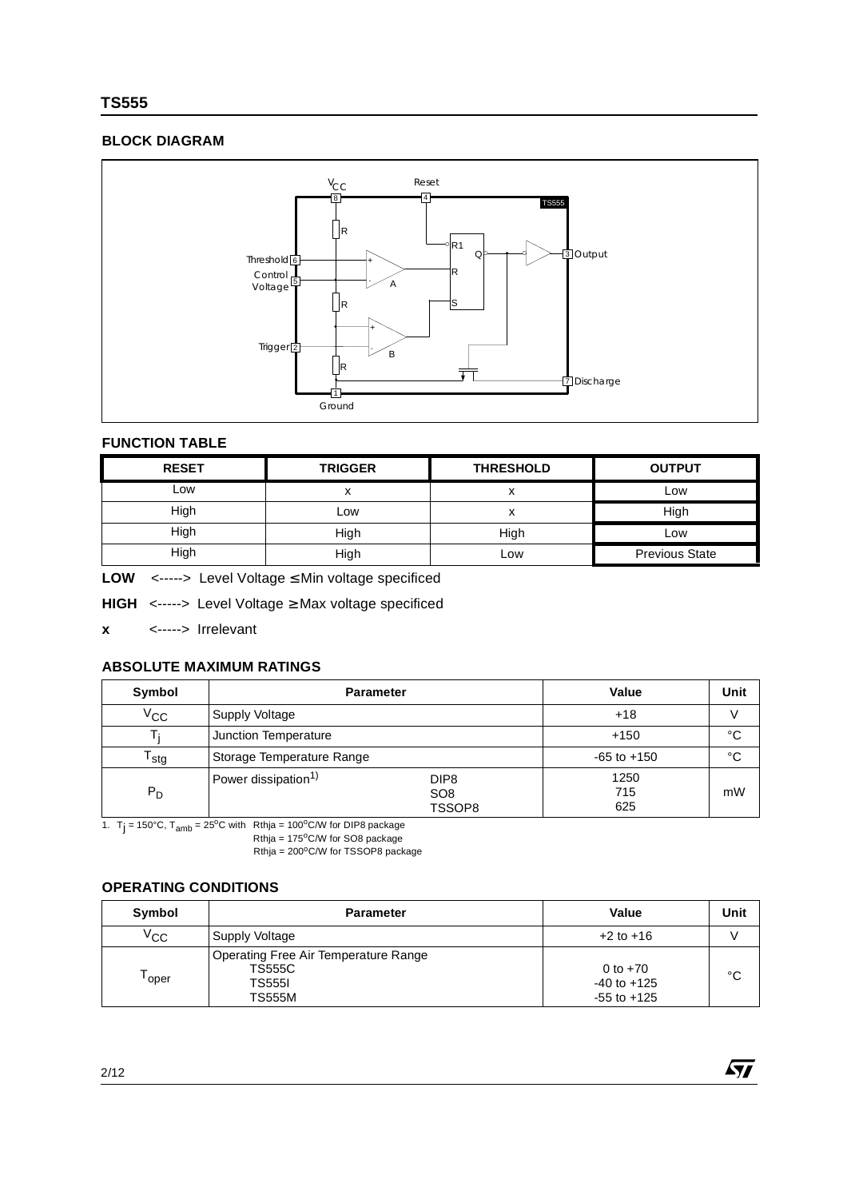## BLOCK DIAGRAM

## FUNCTION TABLE

| RESET | TRIGGER | THRESHOLD | OUTPUT |
|---|---|---|---|
| Low | x | x | Low |
| High | Low | x | High |
| High | High | High | Low |
| High | High | Low | Previous State |

**LOW** <-----> Level Voltage ≤ Min voltage specificed

**HIGH** <-----> Level Voltage ≥ Max voltage specificed

**x** <-----> Irrelevant

## ABSOLUTE MAXIMUM RATINGS

| Symbol | Parameter | | Value | Unit |
|---|---|---|---|---|
| $V_{CC}$ | Supply Voltage | | +18 | V |
| $T_j$ | Junction Temperature | | +150 | °C |
| $T_{stg}$ | Storage Temperature Range | | -65 to +150 | °C |
| $P_D$ | Power dissipation[1] | DIP8<br>SO8<br>TSSOP8 | 1250<br>715<br>625 | mW |

1. $T_j$ = 150°C, $T_{amb}$ = 25°C with Rthja = 100°C/W for DIP8 package
Rthja = 175°C/W for SO8 package
Rthja = 200°C/W for TSSOP8 package

## OPERATING CONDITIONS

| Symbol | Parameter | Value | Unit |
|---|---|---|---|
| $V_{CC}$ | Supply Voltage | +2 to +16 | V |
| $T_{oper}$ | Operating Free Air Temperature Range<br>TS555C<br>TS555I<br>TS555M | <br>0 to +70<br>-40 to +125<br>-55 to +125 | °C |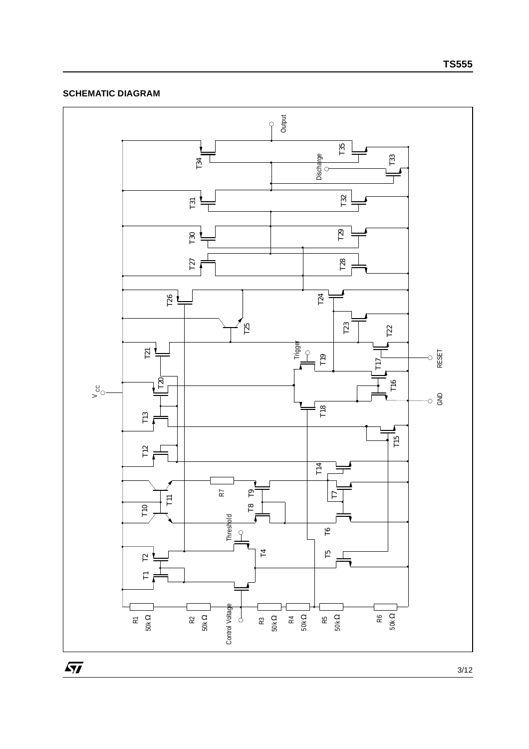## SCHEMATIC DIAGRAM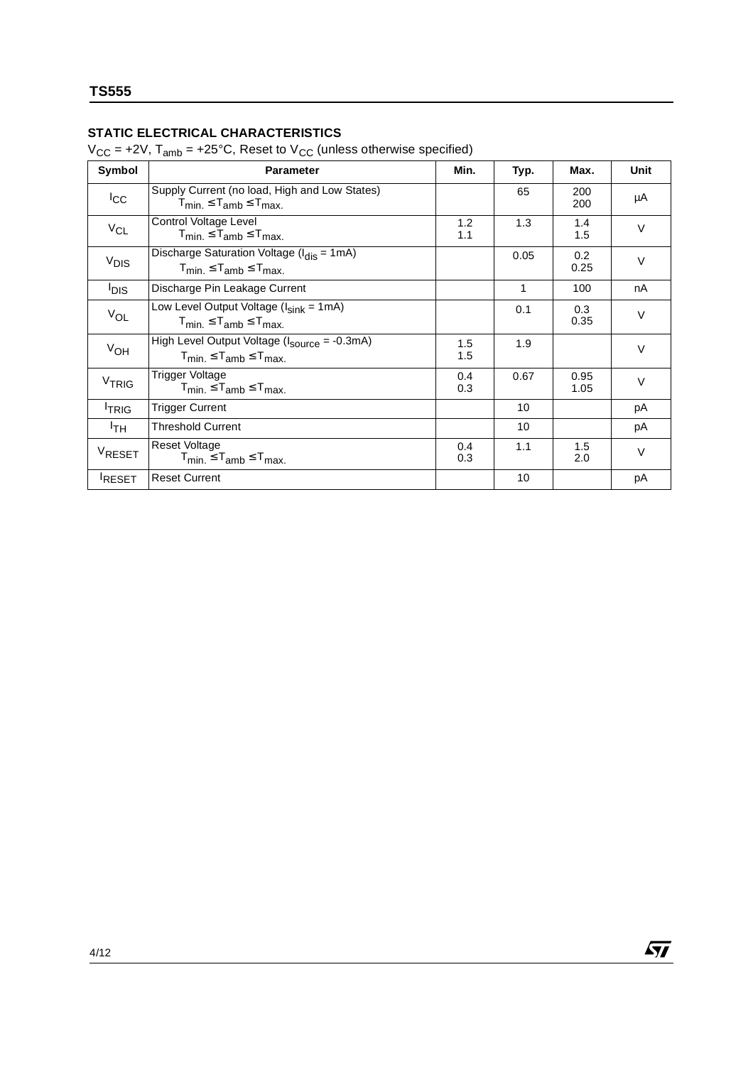## STATIC ELECTRICAL CHARACTERISTICS

$V_{CC}$ = +2V, $T_{amb}$ = +25°C, Reset to $V_{CC}$ (unless otherwise specified)

| Symbol | Parameter | Min. | Typ. | Max. | Unit |
|---|---|---|---|---|---|
| $I_{CC}$ | Supply Current (no load, High and Low States)<br>$T_{min.} \leq T_{amb} \leq T_{max.}$ | | 65 | 200<br>200 | µA |
| $V_{CL}$ | Control Voltage Level<br>$T_{min.} \leq T_{amb} \leq T_{max.}$ | 1.2<br>1.1 | 1.3 | 1.4<br>1.5 | V |
| $V_{DIS}$ | Discharge Saturation Voltage ($I_{dis}$ = 1mA)<br>$T_{min.} \leq T_{amb} \leq T_{max.}$ | | 0.05 | 0.2<br>0.25 | V |
| $I_{DIS}$ | Discharge Pin Leakage Current | | 1 | 100 | nA |
| $V_{OL}$ | Low Level Output Voltage ($I_{sink}$ = 1mA)<br>$T_{min.} \leq T_{amb} \leq T_{max.}$ | | 0.1 | 0.3<br>0.35 | V |
| $V_{OH}$ | High Level Output Voltage ($I_{source}$ = -0.3mA)<br>$T_{min.} \leq T_{amb} \leq T_{max.}$ | 1.5<br>1.5 | 1.9 | | V |
| $V_{TRIG}$ | Trigger Voltage<br>$T_{min.} \leq T_{amb} \leq T_{max.}$ | 0.4<br>0.3 | 0.67 | 0.95<br>1.05 | V |
| $I_{TRIG}$ | Trigger Current | | 10 | | pA |
| $I_{TH}$ | Threshold Current | | 10 | | pA |
| $V_{RESET}$ | Reset Voltage<br>$T_{min.} \leq T_{amb} \leq T_{max.}$ | 0.4<br>0.3 | 1.1 | 1.5<br>2.0 | V |
| $I_{RESET}$ | Reset Current | | 10 | | pA |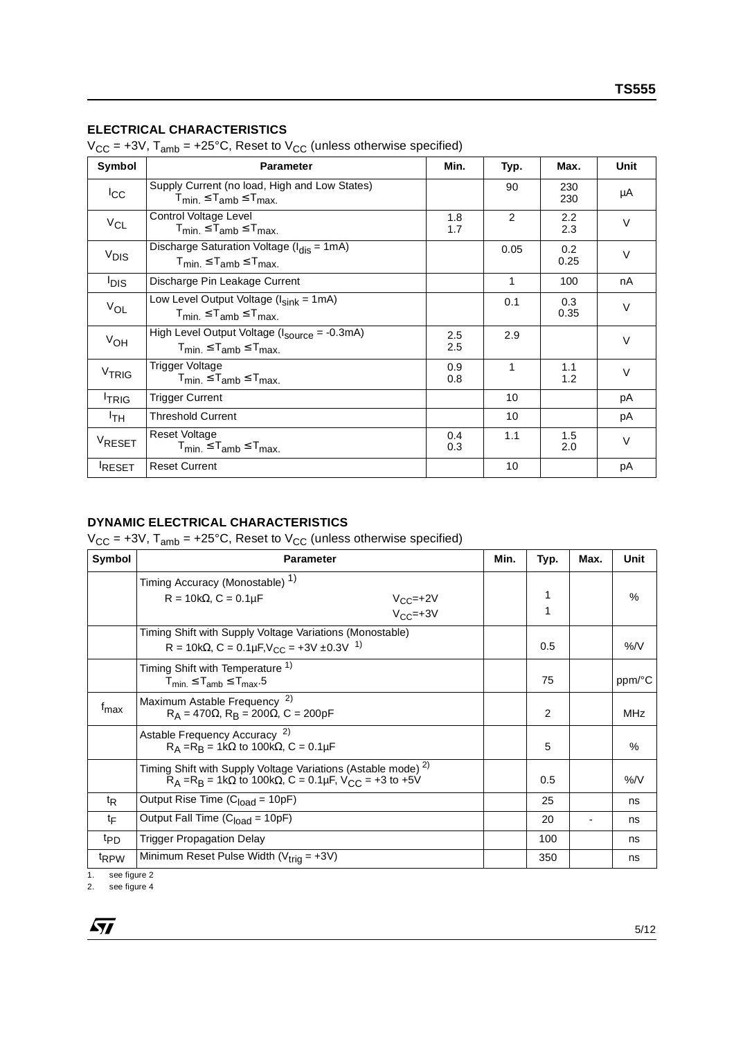### ELECTRICAL CHARACTERISTICS

$V_{CC}$ = +3V, $T_{amb}$ = +25°C, Reset to $V_{CC}$ (unless otherwise specified)

| Symbol | Parameter | Min. | Typ. | Max. | Unit |
|---|---|---|---|---|---|
| $I_{CC}$ | Supply Current (no load, High and Low States)<br>$T_{min.} \leq T_{amb} \leq T_{max.}$ | | 90 | 230<br>230 | µA |
| $V_{CL}$ | Control Voltage Level<br>$T_{min.} \leq T_{amb} \leq T_{max.}$ | 1.8<br>1.7 | 2 | 2.2<br>2.3 | V |
| $V_{DIS}$ | Discharge Saturation Voltage ($I_{dis}$ = 1mA)<br>$T_{min.} \leq T_{amb} \leq T_{max.}$ | | 0.05 | 0.2<br>0.25 | V |
| $I_{DIS}$ | Discharge Pin Leakage Current | | 1 | 100 | nA |
| $V_{OL}$ | Low Level Output Voltage ($I_{sink}$ = 1mA)<br>$T_{min.} \leq T_{amb} \leq T_{max.}$ | | 0.1 | 0.3<br>0.35 | V |
| $V_{OH}$ | High Level Output Voltage ($I_{source}$ = -0.3mA)<br>$T_{min.} \leq T_{amb} \leq T_{max.}$ | 2.5<br>2.5 | 2.9 | | V |
| $V_{TRIG}$ | Trigger Voltage<br>$T_{min.} \leq T_{amb} \leq T_{max.}$ | 0.9<br>0.8 | 1 | 1.1<br>1.2 | V |
| $I_{TRIG}$ | Trigger Current | | 10 | | pA |
| $I_{TH}$ | Threshold Current | | 10 | | pA |
| $V_{RESET}$ | Reset Voltage<br>$T_{min.} \leq T_{amb} \leq T_{max.}$ | 0.4<br>0.3 | 1.1 | 1.5<br>2.0 | V |
| $I_{RESET}$ | Reset Current | | 10 | | pA |

### DYNAMIC ELECTRICAL CHARACTERISTICS

$V_{CC}$ = +3V, $T_{amb}$ = +25°C, Reset to $V_{CC}$ (unless otherwise specified)

| Symbol | Parameter | Min. | Typ. | Max. | Unit |
|---|---|---|---|---|---|
| | Timing Accuracy (Monostable) [1]<br>R = 10kΩ, C = 0.1µF &nbsp;&nbsp; $V_{CC}$=+2V<br>$V_{CC}$=+3V | | 1<br>1 | | % |
| | Timing Shift with Supply Voltage Variations (Monostable)<br>R = 10kΩ, C = 0.1µF, $V_{CC}$ = +3V ±0.3V [1] | | 0.5 | | %/V |
| | Timing Shift with Temperature [1]<br>$T_{min.} \leq T_{amb} \leq T_{max}$.5 | | 75 | | ppm/°C |
| $f_{max}$ | Maximum Astable Frequency [2]<br>$R_A$ = 470Ω, $R_B$ = 200Ω, C = 200pF | | 2 | | MHz |
| | Astable Frequency Accuracy [2]<br>$R_A$ = $R_B$ = 1kΩ to 100kΩ, C = 0.1µF | | 5 | | % |
| | Timing Shift with Supply Voltage Variations (Astable mode) [2]<br>$R_A$ = $R_B$ = 1kΩ to 100kΩ, C = 0.1µF, $V_{CC}$ = +3 to +5V | | 0.5 | | %/V |
| $t_R$ | Output Rise Time ($C_{load}$ = 10pF) | | 25 | | ns |
| $t_F$ | Output Fall Time ($C_{load}$ = 10pF) | | 20 | - | ns |
| $t_{PD}$ | Trigger Propagation Delay | | 100 | | ns |
| $t_{RPW}$ | Minimum Reset Pulse Width ($V_{trig}$ = +3V) | | 350 | | ns |

1. see figure 2
2. see figure 4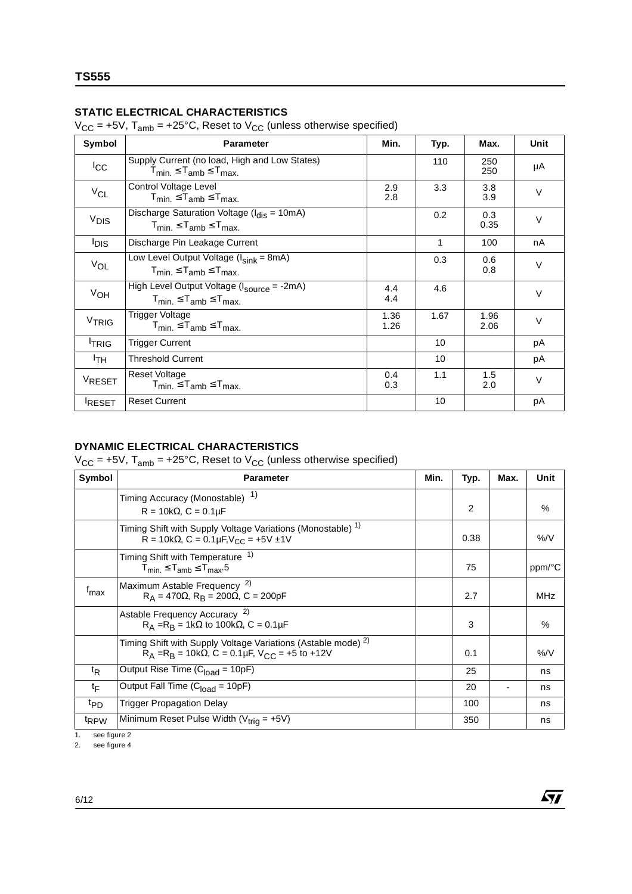## STATIC ELECTRICAL CHARACTERISTICS

$V_{CC}$ = +5V, $T_{amb}$ = +25°C, Reset to $V_{CC}$ (unless otherwise specified)

| Symbol | Parameter | Min. | Typ. | Max. | Unit |
|---|---|---|---|---|---|
| $I_{CC}$ | Supply Current (no load, High and Low States)<br>$T_{min.} \leq T_{amb} \leq T_{max.}$ | | 110 | 250<br>250 | µA |
| $V_{CL}$ | Control Voltage Level<br>$T_{min.} \leq T_{amb} \leq T_{max.}$ | 2.9<br>2.8 | 3.3 | 3.8<br>3.9 | V |
| $V_{DIS}$ | Discharge Saturation Voltage ($I_{dis}$ = 10mA)<br>$T_{min.} \leq T_{amb} \leq T_{max.}$ | | 0.2 | 0.3<br>0.35 | V |
| $I_{DIS}$ | Discharge Pin Leakage Current | | 1 | 100 | nA |
| $V_{OL}$ | Low Level Output Voltage ($I_{sink}$ = 8mA)<br>$T_{min.} \leq T_{amb} \leq T_{max.}$ | | 0.3 | 0.6<br>0.8 | V |
| $V_{OH}$ | High Level Output Voltage ($I_{source}$ = -2mA)<br>$T_{min.} \leq T_{amb} \leq T_{max.}$ | 4.4<br>4.4 | 4.6 | | V |
| $V_{TRIG}$ | Trigger Voltage<br>$T_{min.} \leq T_{amb} \leq T_{max.}$ | 1.36<br>1.26 | 1.67 | 1.96<br>2.06 | V |
| $I_{TRIG}$ | Trigger Current | | 10 | | pA |
| $I_{TH}$ | Threshold Current | | 10 | | pA |
| $V_{RESET}$ | Reset Voltage<br>$T_{min.} \leq T_{amb} \leq T_{max.}$ | 0.4<br>0.3 | 1.1 | 1.5<br>2.0 | V |
| $I_{RESET}$ | Reset Current | | 10 | | pA |

## DYNAMIC ELECTRICAL CHARACTERISTICS

$V_{CC}$ = +5V, $T_{amb}$ = +25°C, Reset to $V_{CC}$ (unless otherwise specified)

| Symbol | Parameter | Min. | Typ. | Max. | Unit |
|---|---|---|---|---|---|
| | Timing Accuracy (Monostable) [1]<br>R = 10kΩ, C = 0.1µF | | 2 | | % |
| | Timing Shift with Supply Voltage Variations (Monostable) [1]<br>R = 10kΩ, C = 0.1µF, $V_{CC}$ = +5V ±1V | | 0.38 | | %/V |
| | Timing Shift with Temperature [1]<br>$T_{min.} \leq T_{amb} \leq T_{max}$.5 | | 75 | | ppm/°C |
| $f_{max}$ | Maximum Astable Frequency [2]<br>$R_A$ = 470Ω, $R_B$ = 200Ω, C = 200pF | | 2.7 | | MHz |
| | Astable Frequency Accuracy [2]<br>$R_A$ = $R_B$ = 1kΩ to 100kΩ, C = 0.1µF | | 3 | | % |
| | Timing Shift with Supply Voltage Variations (Astable mode) [2]<br>$R_A$ = $R_B$ = 10kΩ, C = 0.1µF, $V_{CC}$ = +5 to +12V | | 0.1 | | %/V |
| $t_R$ | Output Rise Time ($C_{load}$ = 10pF) | | 25 | | ns |
| $t_F$ | Output Fall Time ($C_{load}$ = 10pF) | | 20 | - | ns |
| $t_{PD}$ | Trigger Propagation Delay | | 100 | | ns |
| $t_{RPW}$ | Minimum Reset Pulse Width ($V_{trig}$ = +5V) | | 350 | | ns |

1. see figure 2
2. see figure 4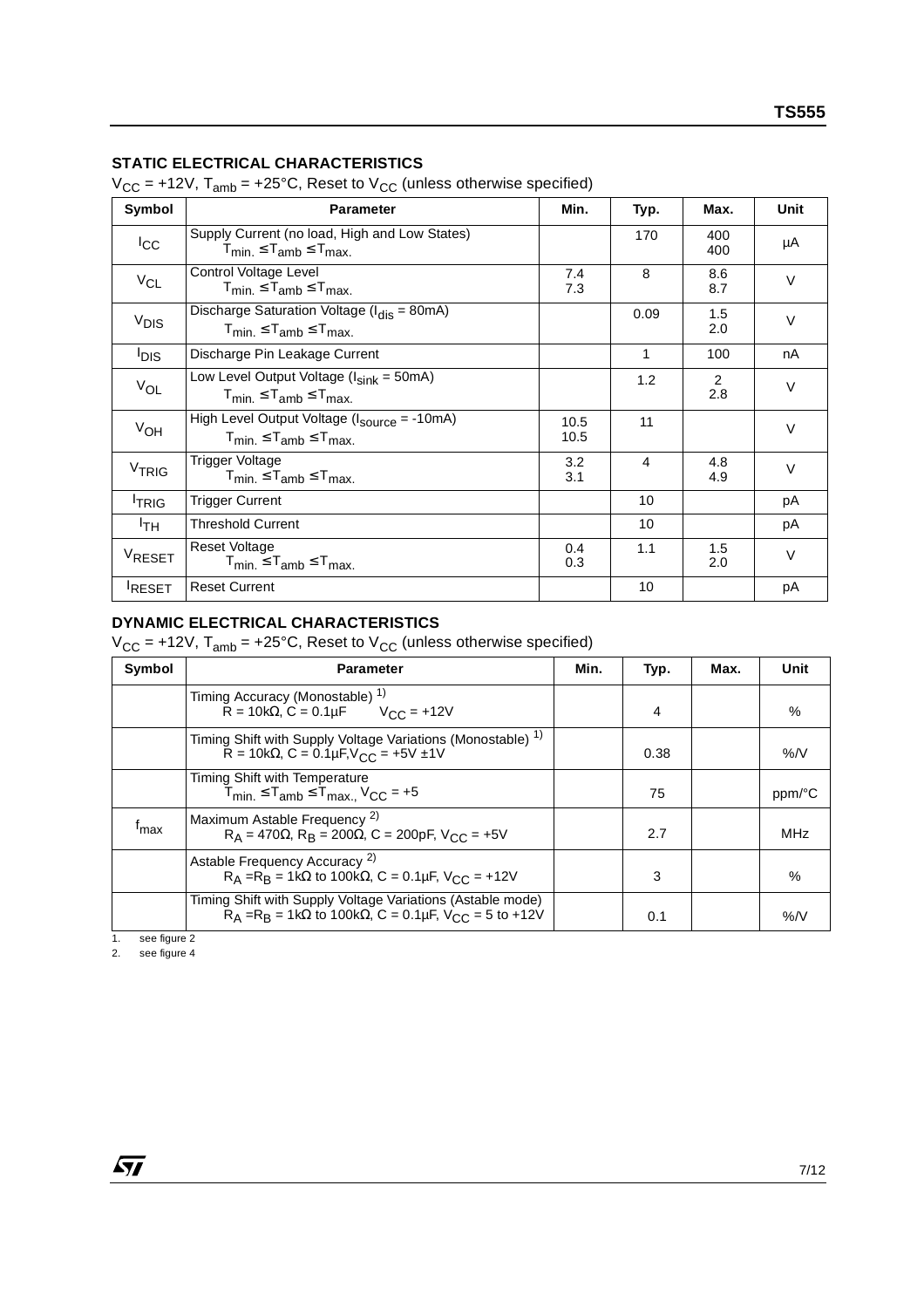### STATIC ELECTRICAL CHARACTERISTICS

$V_{CC}$ = +12V, $T_{amb}$ = +25°C, Reset to $V_{CC}$ (unless otherwise specified)

| Symbol | Parameter | Min. | Typ. | Max. | Unit |
|---|---|---|---|---|---|
| $I_{CC}$ | Supply Current (no load, High and Low States)<br>$T_{min.} \leq T_{amb} \leq T_{max.}$ | | 170 | 400<br>400 | µA |
| $V_{CL}$ | Control Voltage Level<br>$T_{min.} \leq T_{amb} \leq T_{max.}$ | 7.4<br>7.3 | 8 | 8.6<br>8.7 | V |
| $V_{DIS}$ | Discharge Saturation Voltage ($I_{dis}$ = 80mA)<br>$T_{min.} \leq T_{amb} \leq T_{max.}$ | | 0.09 | 1.5<br>2.0 | V |
| $I_{DIS}$ | Discharge Pin Leakage Current | | 1 | 100 | nA |
| $V_{OL}$ | Low Level Output Voltage ($I_{sink}$ = 50mA)<br>$T_{min.} \leq T_{amb} \leq T_{max.}$ | | 1.2 | 2<br>2.8 | V |
| $V_{OH}$ | High Level Output Voltage ($I_{source}$ = -10mA)<br>$T_{min.} \leq T_{amb} \leq T_{max.}$ | 10.5<br>10.5 | 11 | | V |
| $V_{TRIG}$ | Trigger Voltage<br>$T_{min.} \leq T_{amb} \leq T_{max.}$ | 3.2<br>3.1 | 4 | 4.8<br>4.9 | V |
| $I_{TRIG}$ | Trigger Current | | 10 | | pA |
| $I_{TH}$ | Threshold Current | | 10 | | pA |
| $V_{RESET}$ | Reset Voltage<br>$T_{min.} \leq T_{amb} \leq T_{max.}$ | 0.4<br>0.3 | 1.1 | 1.5<br>2.0 | V |
| $I_{RESET}$ | Reset Current | | 10 | | pA |

### DYNAMIC ELECTRICAL CHARACTERISTICS

$V_{CC}$ = +12V, $T_{amb}$ = +25°C, Reset to $V_{CC}$ (unless otherwise specified)

| Symbol | Parameter | Min. | Typ. | Max. | Unit |
|---|---|---|---|---|---|
| | Timing Accuracy (Monostable) [1]<br>R = 10kΩ, C = 0.1µF $V_{CC}$ = +12V | | 4 | | % |
| | Timing Shift with Supply Voltage Variations (Monostable) [1]<br>R = 10kΩ, C = 0.1µF, $V_{CC}$ = +5V ±1V | | 0.38 | | %/V |
| | Timing Shift with Temperature<br>$T_{min.} \leq T_{amb} \leq T_{max.}$, $V_{CC}$ = +5 | | 75 | | ppm/°C |
| $f_{max}$ | Maximum Astable Frequency [2]<br>$R_A$ = 470Ω, $R_B$ = 200Ω, C = 200pF, $V_{CC}$ = +5V | | 2.7 | | MHz |
| | Astable Frequency Accuracy [2]<br>$R_A$ = $R_B$ = 1kΩ to 100kΩ, C = 0.1µF, $V_{CC}$ = +12V | | 3 | | % |
| | Timing Shift with Supply Voltage Variations (Astable mode)<br>$R_A$ = $R_B$ = 1kΩ to 100kΩ, C = 0.1µF, $V_{CC}$ = 5 to +12V | | 0.1 | | %/V |

1. see figure 2
2. see figure 4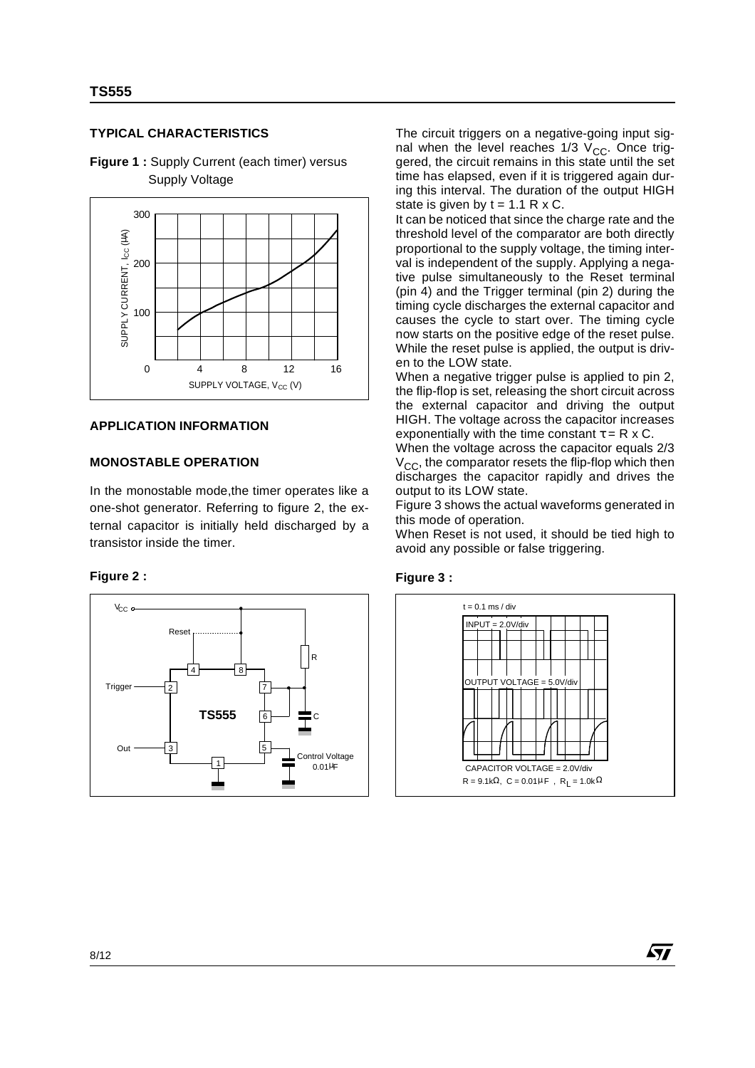## TYPICAL CHARACTERISTICS

**Figure 1 :** Supply Current (each timer) versus Supply Voltage

## APPLICATION INFORMATION

### MONOSTABLE OPERATION

In the monostable mode,the timer operates like a one-shot generator. Referring to figure 2, the external capacitor is initially held discharged by a transistor inside the timer.

**Figure 2 :**

The circuit triggers on a negative-going input signal when the level reaches 1/3 $V_{CC}$. Once triggered, the circuit remains in this state until the set time has elapsed, even if it is triggered again during this interval. The duration of the output HIGH state is given by $t = 1.1\ R \times C$.

It can be noticed that since the charge rate and the threshold level of the comparator are both directly proportional to the supply voltage, the timing interval is independent of the supply. Applying a negative pulse simultaneously to the Reset terminal (pin 4) and the Trigger terminal (pin 2) during the timing cycle discharges the external capacitor and causes the cycle to start over. The timing cycle now starts on the positive edge of the reset pulse. While the reset pulse is applied, the output is driven to the LOW state.

When a negative trigger pulse is applied to pin 2, the flip-flop is set, releasing the short circuit across the external capacitor and driving the output HIGH. The voltage across the capacitor increases exponentially with the time constant $\tau = R \times C$.

When the voltage across the capacitor equals 2/3 $V_{CC}$, the comparator resets the flip-flop which then discharges the capacitor rapidly and drives the output to its LOW state.

Figure 3 shows the actual waveforms generated in this mode of operation.

When Reset is not used, it should be tied high to avoid any possible or false triggering.

**Figure 3 :**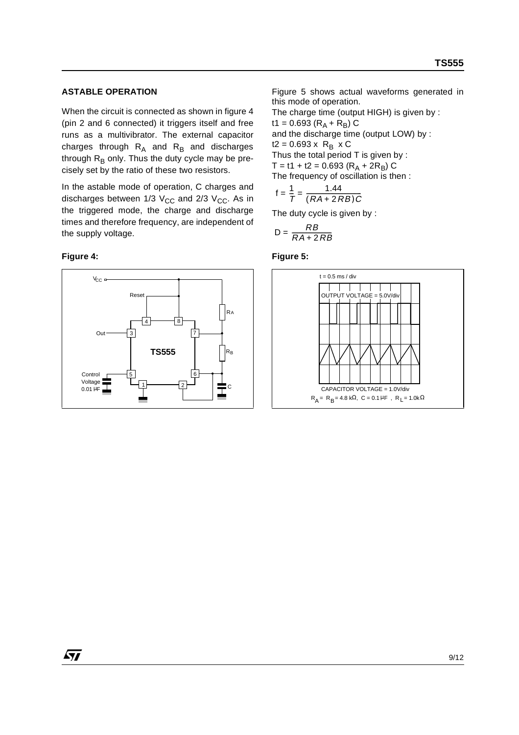### ASTABLE OPERATION

When the circuit is connected as shown in figure 4 (pin 2 and 6 connected) it triggers itself and free runs as a multivibrator. The external capacitor charges through $R_A$ and $R_B$ and discharges through $R_B$ only. Thus the duty cycle may be precisely set by the ratio of these two resistors.

In the astable mode of operation, C charges and discharges between 1/3 $V_{CC}$ and 2/3 $V_{CC}$. As in the triggered mode, the charge and discharge times and therefore frequency, are independent of the supply voltage.

Figure 5 shows actual waveforms generated in this mode of operation.

The charge time (output HIGH) is given by :

$t1 = 0.693\ (R_A + R_B)\ C$

and the discharge time (output LOW) by :

$t2 = 0.693 \times R_B \times C$

Thus the total period T is given by :

$T = t1 + t2 = 0.693\ (R_A + 2R_B)\ C$

The frequency of oscillation is then :

$$f = \frac{1}{T} = \frac{1.44}{(RA + 2RB)C}$$

The duty cycle is given by :

$$D = \frac{RB}{RA + 2RB}$$

**Figure 4:**

**Figure 5:**

t = 0.5 ms / div

OUTPUT VOLTAGE = 5.0V/div

CAPACITOR VOLTAGE = 1.0V/div

$R_A = R_B = 4.8\ k\Omega$, $C = 0.1\ \mu F$, $R_L = 1.0k\Omega$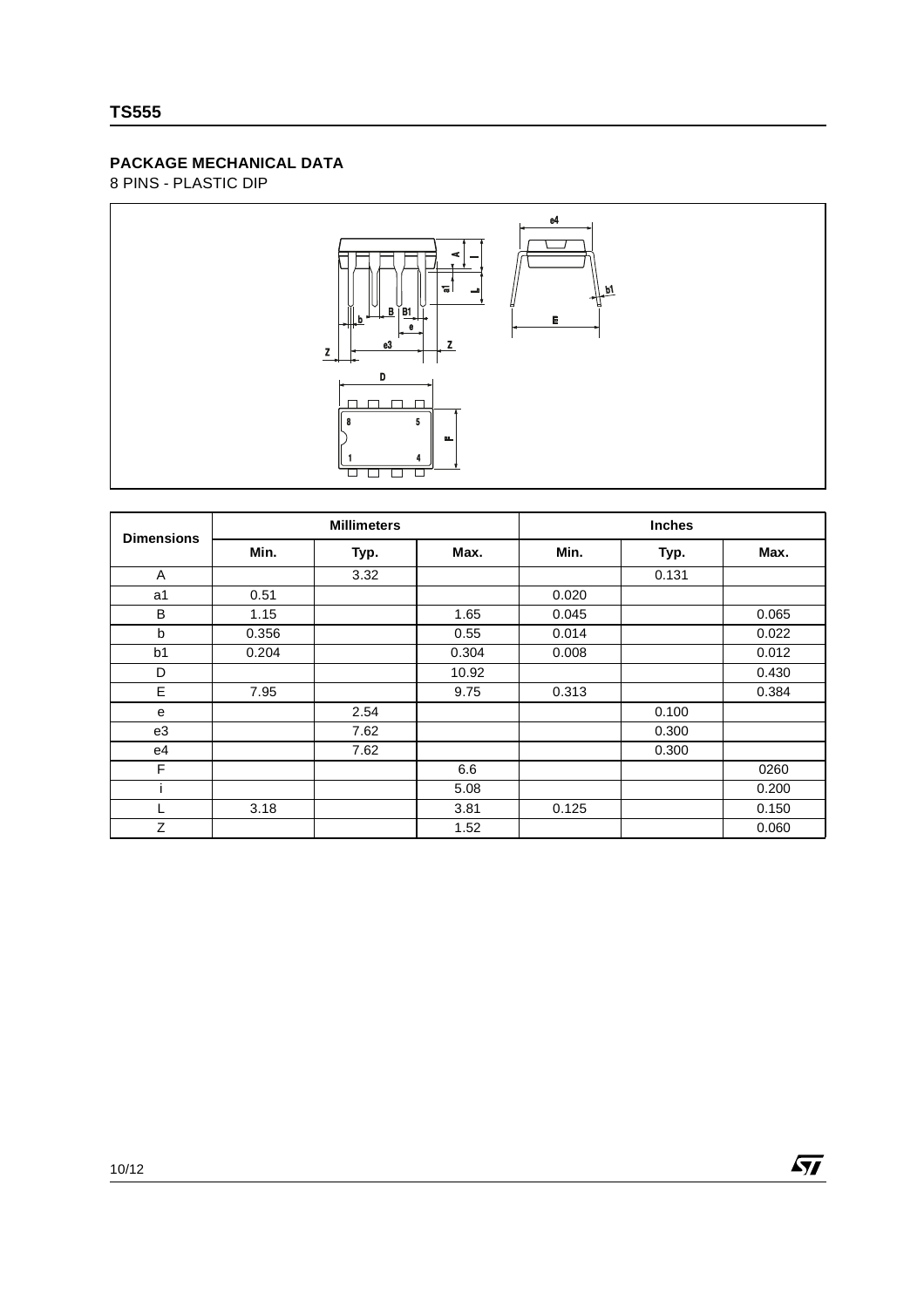## PACKAGE MECHANICAL DATA

8 PINS - PLASTIC DIP

| Dimensions | Millimeters | | | Inches | | |
|---|---|---|---|---|---|---|
| | Min. | Typ. | Max. | Min. | Typ. | Max. |
| A | | 3.32 | | | 0.131 | |
| a1 | 0.51 | | | 0.020 | | |
| B | 1.15 | | 1.65 | 0.045 | | 0.065 |
| b | 0.356 | | 0.55 | 0.014 | | 0.022 |
| b1 | 0.204 | | 0.304 | 0.008 | | 0.012 |
| D | | | 10.92 | | | 0.430 |
| E | 7.95 | | 9.75 | 0.313 | | 0.384 |
| e | | 2.54 | | | 0.100 | |
| e3 | | 7.62 | | | 0.300 | |
| e4 | | 7.62 | | | 0.300 | |
| F | | | 6.6 | | | 0260 |
| i | | | 5.08 | | | 0.200 |
| L | 3.18 | | 3.81 | 0.125 | | 0.150 |
| Z | | | 1.52 | | | 0.060 |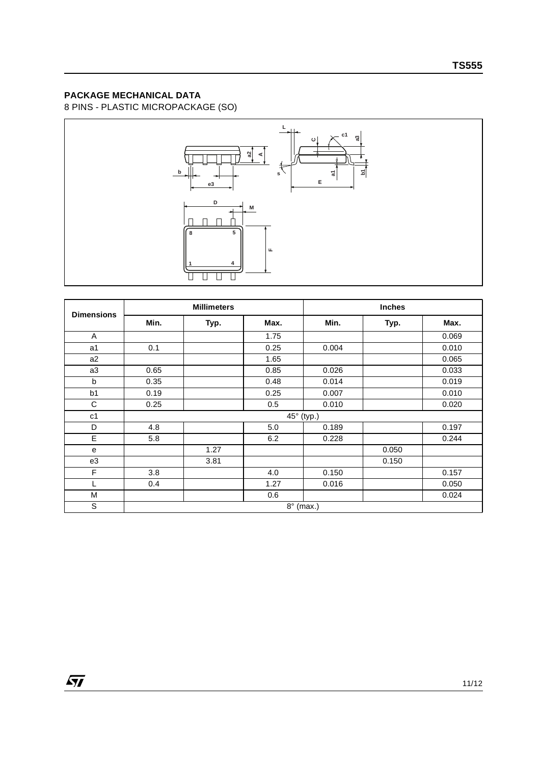## PACKAGE MECHANICAL DATA

8 PINS - PLASTIC MICROPACKAGE (SO)

| Dimensions | Millimeters | | | Inches | | |
|---|---|---|---|---|---|---|
| | Min. | Typ. | Max. | Min. | Typ. | Max. |
| A | | | 1.75 | | | 0.069 |
| a1 | 0.1 | | 0.25 | 0.004 | | 0.010 |
| a2 | | | 1.65 | | | 0.065 |
| a3 | 0.65 | | 0.85 | 0.026 | | 0.033 |
| b | 0.35 | | 0.48 | 0.014 | | 0.019 |
| b1 | 0.19 | | 0.25 | 0.007 | | 0.010 |
| C | 0.25 | | 0.5 | 0.010 | | 0.020 |
| c1 | 45° (typ.) | | | | | |
| D | 4.8 | | 5.0 | 0.189 | | 0.197 |
| E | 5.8 | | 6.2 | 0.228 | | 0.244 |
| e | | 1.27 | | | 0.050 | |
| e3 | | 3.81 | | | 0.150 | |
| F | 3.8 | | 4.0 | 0.150 | | 0.157 |
| L | 0.4 | | 1.27 | 0.016 | | 0.050 |
| M | | | 0.6 | | | 0.024 |
| S | 8° (max.) | | | | | |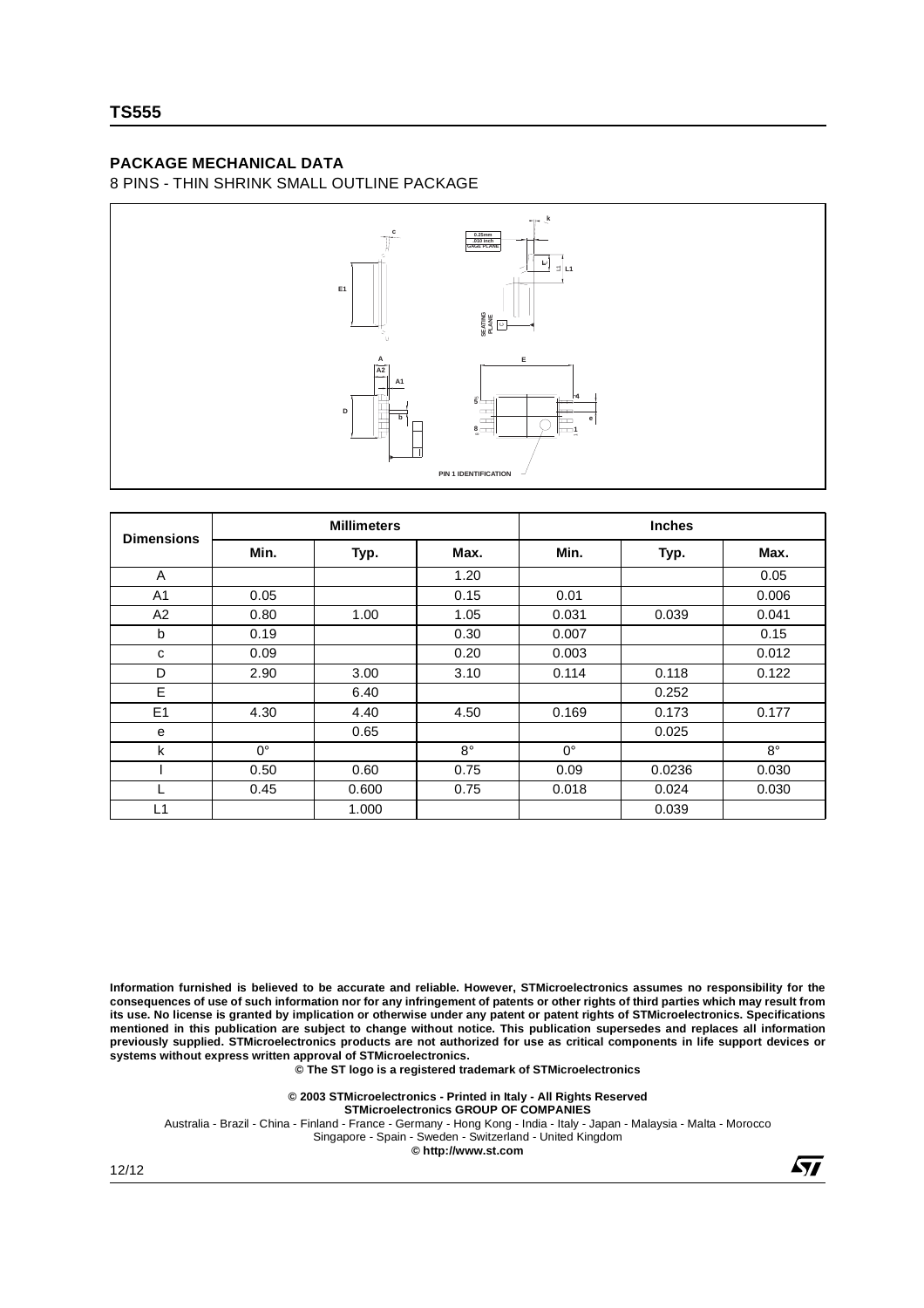## PACKAGE MECHANICAL DATA

8 PINS - THIN SHRINK SMALL OUTLINE PACKAGE

c
0.25mm
.010 inch
GAGE PLANE
k
L
L1
E1
SEATING PLANE
A
A2
A1
E
D
b
5
4
8
1
e
PIN 1 IDENTIFICATION

| Dimensions | Millimeters | | | Inches | | |
|---|---|---|---|---|---|---|
| | Min. | Typ. | Max. | Min. | Typ. | Max. |
| A | | | 1.20 | | | 0.05 |
| A1 | 0.05 | | 0.15 | 0.01 | | 0.006 |
| A2 | 0.80 | 1.00 | 1.05 | 0.031 | 0.039 | 0.041 |
| b | 0.19 | | 0.30 | 0.007 | | 0.15 |
| c | 0.09 | | 0.20 | 0.003 | | 0.012 |
| D | 2.90 | 3.00 | 3.10 | 0.114 | 0.118 | 0.122 |
| E | | 6.40 | | | 0.252 | |
| E1 | 4.30 | 4.40 | 4.50 | 0.169 | 0.173 | 0.177 |
| e | | 0.65 | | | 0.025 | |
| k | 0° | | 8° | 0° | | 8° |
| l | 0.50 | 0.60 | 0.75 | 0.09 | 0.0236 | 0.030 |
| L | 0.45 | 0.600 | 0.75 | 0.018 | 0.024 | 0.030 |
| L1 | | 1.000 | | | 0.039 | |

**Information furnished is believed to be accurate and reliable. However, STMicroelectronics assumes no responsibility for the consequences of use of such information nor for any infringement of patents or other rights of third parties which may result from its use. No license is granted by implication or otherwise under any patent or patent rights of STMicroelectronics. Specifications mentioned in this publication are subject to change without notice. This publication supersedes and replaces all information previously supplied. STMicroelectronics products are not authorized for use as critical components in life support devices or systems without express written approval of STMicroelectronics.**

**© The ST logo is a registered trademark of STMicroelectronics**

**© 2003 STMicroelectronics - Printed in Italy - All Rights Reserved**
**STMicroelectronics GROUP OF COMPANIES**
Australia - Brazil - China - Finland - France - Germany - Hong Kong - India - Italy - Japan - Malaysia - Malta - Morocco
Singapore - Spain - Sweden - Switzerland - United Kingdom
**© http://www.st.com**